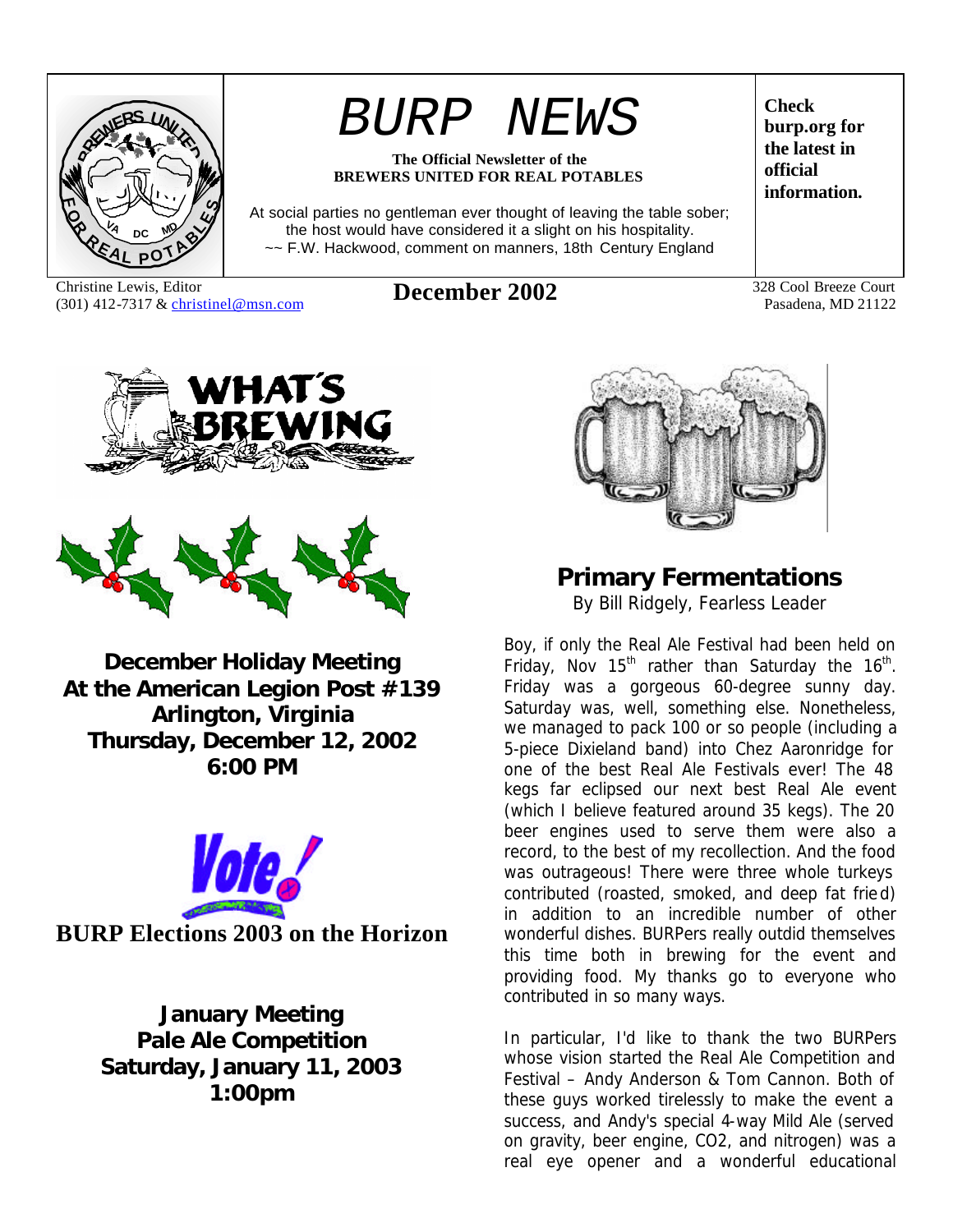# BURP NEWS

**The Official Newsletter of the BREWERS UNITED FOR REAL POTABLES**

At social parties no gentleman ever thought of leaving the table sober; the host would have considered it a slight on his hospitality.
~~ F.W. Hackwood, comment on manners, 18th Century England

**Check burp.org for the latest in official information.**

Christine Lewis, Editor
(301) 412-7317 & christinel@msn.com

**December 2002**

328 Cool Breeze Court
Pasadena, MD 21122

## WHAT'S BREWING

**December Holiday Meeting**
**At the American Legion Post #139**
**Arlington, Virginia**
**Thursday, December 12, 2002**
**6:00 PM**

**Vote!**

**BURP Elections 2003 on the Horizon**

**January Meeting**
**Pale Ale Competition**
**Saturday, January 11, 2003**
**1:00pm**

## Primary Fermentations

By Bill Ridgely, Fearless Leader

Boy, if only the Real Ale Festival had been held on Friday, Nov 15th rather than Saturday the 16th. Friday was a gorgeous 60-degree sunny day. Saturday was, well, something else. Nonetheless, we managed to pack 100 or so people (including a 5-piece Dixieland band) into Chez Aaronridge for one of the best Real Ale Festivals ever! The 48 kegs far eclipsed our next best Real Ale event (which I believe featured around 35 kegs). The 20 beer engines used to serve them were also a record, to the best of my recollection. And the food was outrageous! There were three whole turkeys contributed (roasted, smoked, and deep fat fried) in addition to an incredible number of other wonderful dishes. BURPers really outdid themselves this time both in brewing for the event and providing food. My thanks go to everyone who contributed in so many ways.

In particular, I'd like to thank the two BURPers whose vision started the Real Ale Competition and Festival – Andy Anderson & Tom Cannon. Both of these guys worked tirelessly to make the event a success, and Andy's special 4-way Mild Ale (served on gravity, beer engine, CO2, and nitrogen) was a real eye opener and a wonderful educational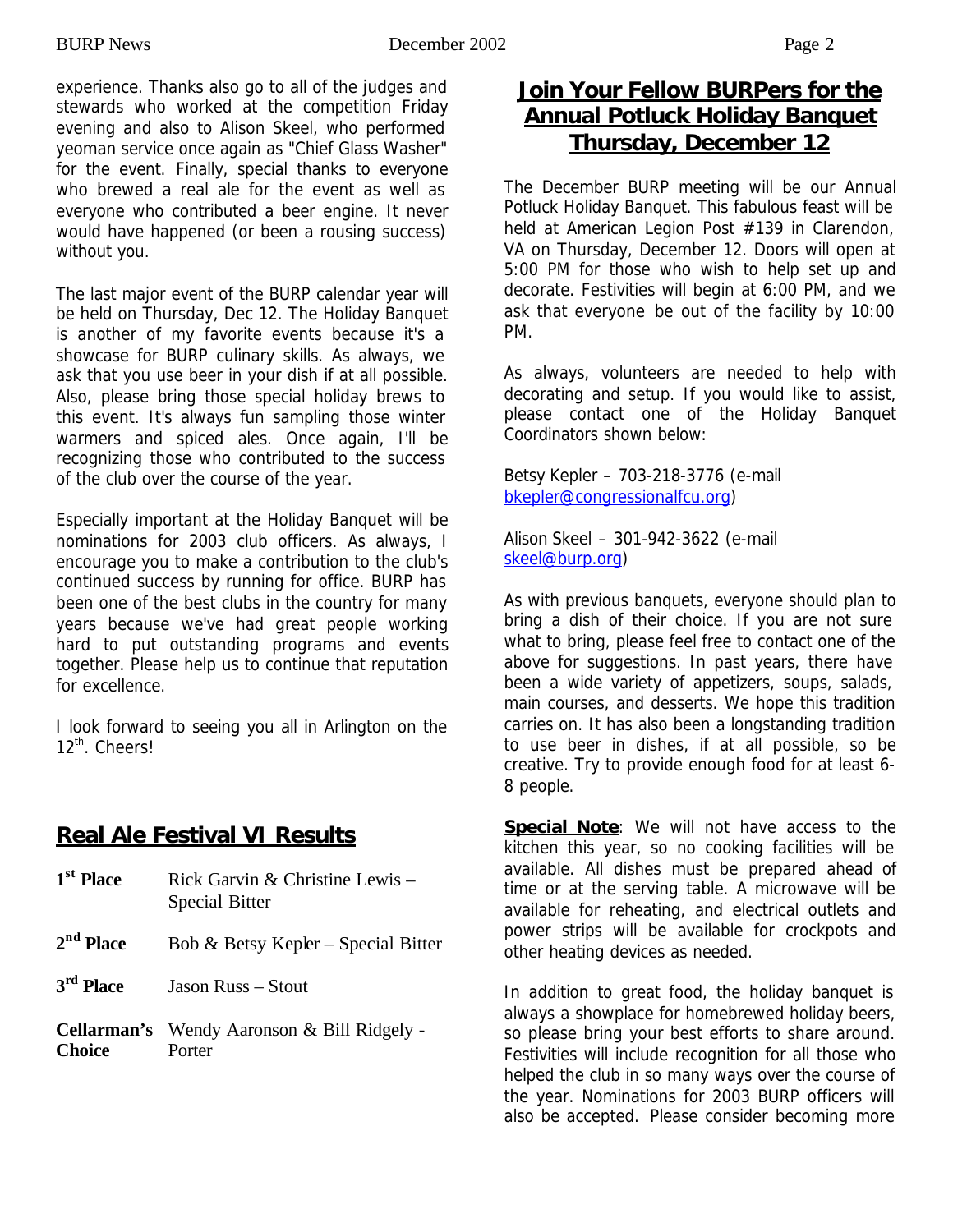experience. Thanks also go to all of the judges and stewards who worked at the competition Friday evening and also to Alison Skeel, who performed yeoman service once again as "Chief Glass Washer" for the event. Finally, special thanks to everyone who brewed a real ale for the event as well as everyone who contributed a beer engine. It never would have happened (or been a rousing success) without you.

The last major event of the BURP calendar year will be held on Thursday, Dec 12. The Holiday Banquet is another of my favorite events because it's a showcase for BURP culinary skills. As always, we ask that you use beer in your dish if at all possible. Also, please bring those special holiday brews to this event. It's always fun sampling those winter warmers and spiced ales. Once again, I'll be recognizing those who contributed to the success of the club over the course of the year.

Especially important at the Holiday Banquet will be nominations for 2003 club officers. As always, I encourage you to make a contribution to the club's continued success by running for office. BURP has been one of the best clubs in the country for many years because we've had great people working hard to put outstanding programs and events together. Please help us to continue that reputation for excellence.

I look forward to seeing you all in Arlington on the 12th. Cheers!

## Real Ale Festival VI Results

| | |
|---|---|
| **1st Place** | Rick Garvin & Christine Lewis – Special Bitter |
| **2nd Place** | Bob & Betsy Kepler – Special Bitter |
| **3rd Place** | Jason Russ – Stout |
| **Cellarman's Choice** | Wendy Aaronson & Bill Ridgely - Porter |

## Join Your Fellow BURPers for the Annual Potluck Holiday Banquet Thursday, December 12

The December BURP meeting will be our Annual Potluck Holiday Banquet. This fabulous feast will be held at American Legion Post #139 in Clarendon, VA on Thursday, December 12. Doors will open at 5:00 PM for those who wish to help set up and decorate. Festivities will begin at 6:00 PM, and we ask that everyone be out of the facility by 10:00 PM.

As always, volunteers are needed to help with decorating and setup. If you would like to assist, please contact one of the Holiday Banquet Coordinators shown below:

Betsy Kepler – 703-218-3776 (e-mail bkepler@congressionalfcu.org)

Alison Skeel – 301-942-3622 (e-mail skeel@burp.org)

As with previous banquets, everyone should plan to bring a dish of their choice. If you are not sure what to bring, please feel free to contact one of the above for suggestions. In past years, there have been a wide variety of appetizers, soups, salads, main courses, and desserts. We hope this tradition carries on. It has also been a longstanding tradition to use beer in dishes, if at all possible, so be creative. Try to provide enough food for at least 6-8 people.

**Special Note**: We will not have access to the kitchen this year, so no cooking facilities will be available. All dishes must be prepared ahead of time or at the serving table. A microwave will be available for reheating, and electrical outlets and power strips will be available for crockpots and other heating devices as needed.

In addition to great food, the holiday banquet is always a showplace for homebrewed holiday beers, so please bring your best efforts to share around. Festivities will include recognition for all those who helped the club in so many ways over the course of the year. Nominations for 2003 BURP officers will also be accepted. Please consider becoming more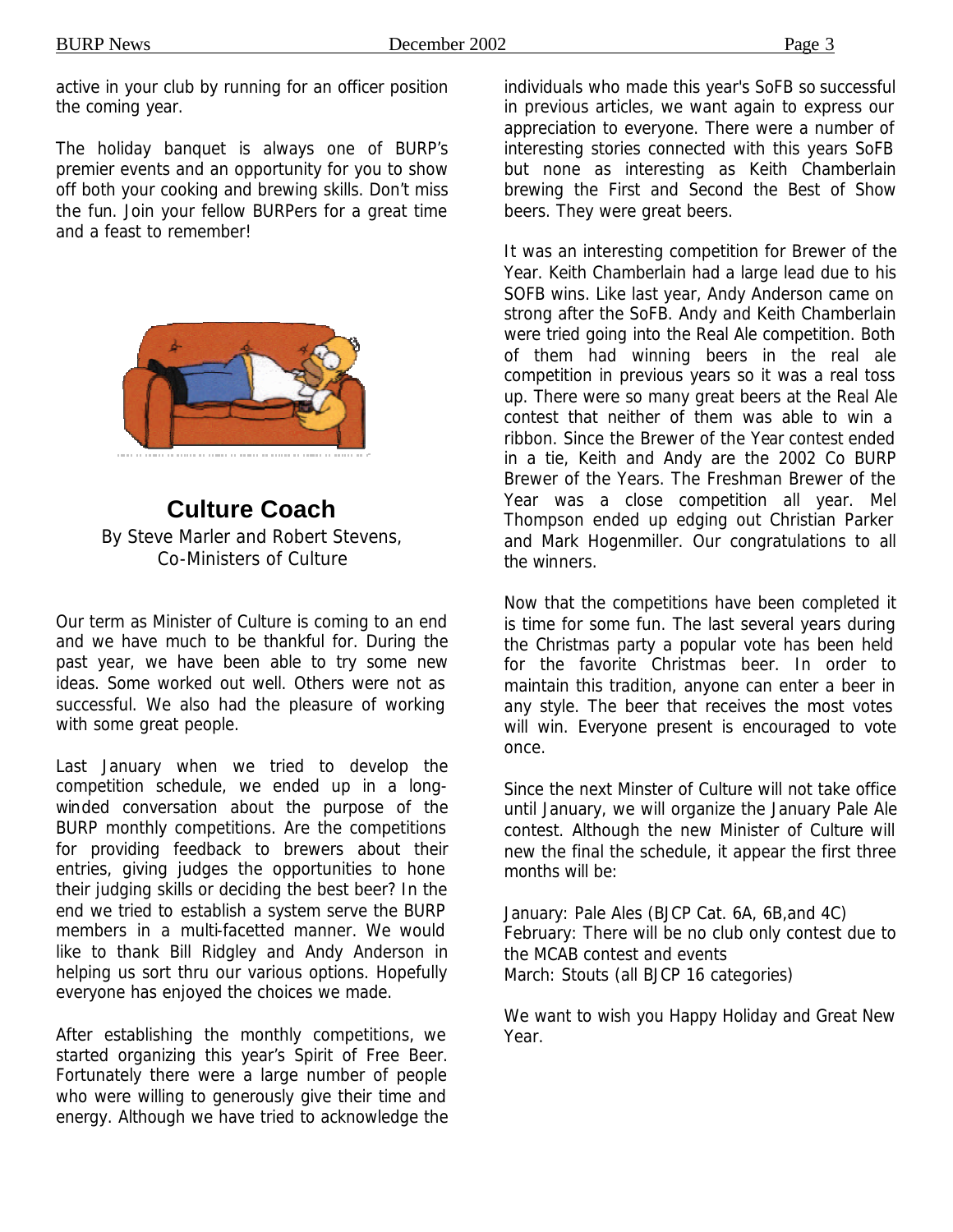active in your club by running for an officer position the coming year.

The holiday banquet is always one of BURP's premier events and an opportunity for you to show off both your cooking and brewing skills. Don't miss the fun. Join your fellow BURPers for a great time and a feast to remember!

## Culture Coach

By Steve Marler and Robert Stevens,
Co-Ministers of Culture

Our term as Minister of Culture is coming to an end and we have much to be thankful for. During the past year, we have been able to try some new ideas. Some worked out well. Others were not as successful. We also had the pleasure of working with some great people.

Last January when we tried to develop the competition schedule, we ended up in a long-winded conversation about the purpose of the BURP monthly competitions. Are the competitions for providing feedback to brewers about their entries, giving judges the opportunities to hone their judging skills or deciding the best beer? In the end we tried to establish a system serve the BURP members in a multi-facetted manner. We would like to thank Bill Ridgley and Andy Anderson in helping us sort thru our various options. Hopefully everyone has enjoyed the choices we made.

After establishing the monthly competitions, we started organizing this year's Spirit of Free Beer. Fortunately there were a large number of people who were willing to generously give their time and energy. Although we have tried to acknowledge the individuals who made this year's SoFB so successful in previous articles, we want again to express our appreciation to everyone. There were a number of interesting stories connected with this years SoFB but none as interesting as Keith Chamberlain brewing the First and Second the Best of Show beers. They were great beers.

It was an interesting competition for Brewer of the Year. Keith Chamberlain had a large lead due to his SOFB wins. Like last year, Andy Anderson came on strong after the SoFB. Andy and Keith Chamberlain were tried going into the Real Ale competition. Both of them had winning beers in the real ale competition in previous years so it was a real toss up. There were so many great beers at the Real Ale contest that neither of them was able to win a ribbon. Since the Brewer of the Year contest ended in a tie, Keith and Andy are the 2002 Co BURP Brewer of the Years. The Freshman Brewer of the Year was a close competition all year. Mel Thompson ended up edging out Christian Parker and Mark Hogenmiller. Our congratulations to all the winners.

Now that the competitions have been completed it is time for some fun. The last several years during the Christmas party a popular vote has been held for the favorite Christmas beer. In order to maintain this tradition, anyone can enter a beer in any style. The beer that receives the most votes will win. Everyone present is encouraged to vote once.

Since the next Minster of Culture will not take office until January, we will organize the January Pale Ale contest. Although the new Minister of Culture will new the final the schedule, it appear the first three months will be:

January: Pale Ales (BJCP Cat. 6A, 6B,and 4C)
February: There will be no club only contest due to the MCAB contest and events
March: Stouts (all BJCP 16 categories)

We want to wish you Happy Holiday and Great New Year.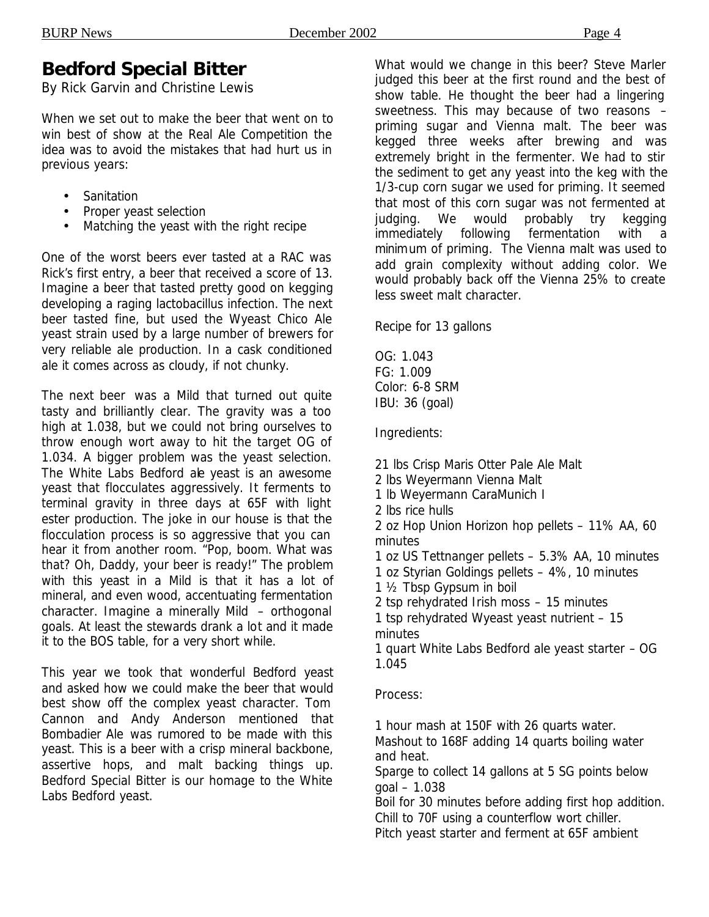# Bedford Special Bitter

By Rick Garvin and Christine Lewis

When we set out to make the beer that went on to win best of show at the Real Ale Competition the idea was to avoid the mistakes that had hurt us in previous years:

- Sanitation
- Proper yeast selection
- Matching the yeast with the right recipe

One of the worst beers ever tasted at a RAC was Rick's first entry, a beer that received a score of 13. Imagine a beer that tasted pretty good on kegging developing a raging lactobacillus infection. The next beer tasted fine, but used the Wyeast Chico Ale yeast strain used by a large number of brewers for very reliable ale production. In a cask conditioned ale it comes across as cloudy, if not chunky.

The next beer was a Mild that turned out quite tasty and brilliantly clear. The gravity was a too high at 1.038, but we could not bring ourselves to throw enough wort away to hit the target OG of 1.034. A bigger problem was the yeast selection. The White Labs Bedford ale yeast is an awesome yeast that flocculates aggressively. It ferments to terminal gravity in three days at 65F with light ester production. The joke in our house is that the flocculation process is so aggressive that you can hear it from another room. "Pop, boom. What was that? Oh, Daddy, your beer is ready!" The problem with this yeast in a Mild is that it has a lot of mineral, and even wood, accentuating fermentation character. Imagine a minerally Mild – orthogonal goals. At least the stewards drank a lot and it made it to the BOS table, for a very short while.

This year we took that wonderful Bedford yeast and asked how we could make the beer that would best show off the complex yeast character. Tom Cannon and Andy Anderson mentioned that Bombadier Ale was rumored to be made with this yeast. This is a beer with a crisp mineral backbone, assertive hops, and malt backing things up. Bedford Special Bitter is our homage to the White Labs Bedford yeast.

What would we change in this beer? Steve Marler judged this beer at the first round and the best of show table. He thought the beer had a lingering sweetness. This may because of two reasons – priming sugar and Vienna malt. The beer was kegged three weeks after brewing and was extremely bright in the fermenter. We had to stir the sediment to get any yeast into the keg with the 1/3-cup corn sugar we used for priming. It seemed that most of this corn sugar was not fermented at judging. We would probably try kegging immediately following fermentation with a minimum of priming. The Vienna malt was used to add grain complexity without adding color. We would probably back off the Vienna 25% to create less sweet malt character.

Recipe for 13 gallons

OG: 1.043
FG: 1.009
Color: 6-8 SRM
IBU: 36 (goal)

Ingredients:

21 lbs Crisp Maris Otter Pale Ale Malt
2 lbs Weyermann Vienna Malt
1 lb Weyermann CaraMunich I
2 lbs rice hulls
2 oz Hop Union Horizon hop pellets – 11% AA, 60 minutes
1 oz US Tettnanger pellets – 5.3% AA, 10 minutes
1 oz Styrian Goldings pellets – 4%, 10 minutes
1 ½ Tbsp Gypsum in boil
2 tsp rehydrated Irish moss – 15 minutes
1 tsp rehydrated Wyeast yeast nutrient – 15 minutes
1 quart White Labs Bedford ale yeast starter – OG 1.045

Process:

1 hour mash at 150F with 26 quarts water.
Mashout to 168F adding 14 quarts boiling water and heat.
Sparge to collect 14 gallons at 5 SG points below goal – 1.038
Boil for 30 minutes before adding first hop addition.
Chill to 70F using a counterflow wort chiller.
Pitch yeast starter and ferment at 65F ambient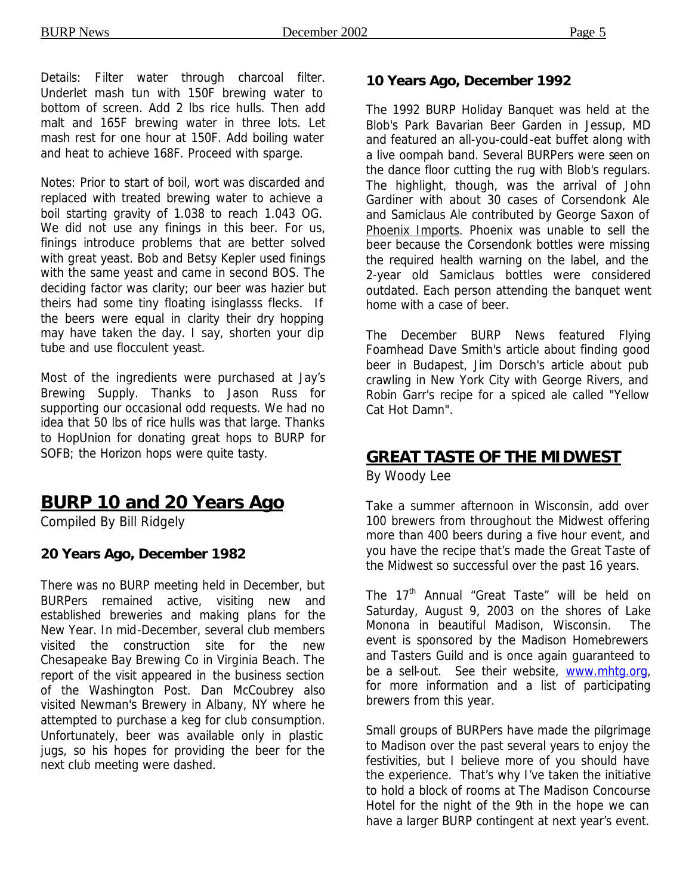Details: Filter water through charcoal filter. Underlet mash tun with 150F brewing water to bottom of screen. Add 2 lbs rice hulls. Then add malt and 165F brewing water in three lots. Let mash rest for one hour at 150F. Add boiling water and heat to achieve 168F. Proceed with sparge.

Notes: Prior to start of boil, wort was discarded and replaced with treated brewing water to achieve a boil starting gravity of 1.038 to reach 1.043 OG. We did not use any finings in this beer. For us, finings introduce problems that are better solved with great yeast. Bob and Betsy Kepler used finings with the same yeast and came in second BOS. The deciding factor was clarity; our beer was hazier but theirs had some tiny floating isinglasss flecks. If the beers were equal in clarity their dry hopping may have taken the day. I say, shorten your dip tube and use flocculent yeast.

Most of the ingredients were purchased at Jay's Brewing Supply. Thanks to Jason Russ for supporting our occasional odd requests. We had no idea that 50 lbs of rice hulls was that large. Thanks to HopUnion for donating great hops to BURP for SOFB; the Horizon hops were quite tasty.

## BURP 10 and 20 Years Ago

Compiled By Bill Ridgely

### 20 Years Ago, December 1982

There was no BURP meeting held in December, but BURPers remained active, visiting new and established breweries and making plans for the New Year. In mid-December, several club members visited the construction site for the new Chesapeake Bay Brewing Co in Virginia Beach. The report of the visit appeared in the business section of the Washington Post. Dan McCoubrey also visited Newman's Brewery in Albany, NY where he attempted to purchase a keg for club consumption. Unfortunately, beer was available only in plastic jugs, so his hopes for providing the beer for the next club meeting were dashed.

### 10 Years Ago, December 1992

The 1992 BURP Holiday Banquet was held at the Blob's Park Bavarian Beer Garden in Jessup, MD and featured an all-you-could-eat buffet along with a live oompah band. Several BURPers were seen on the dance floor cutting the rug with Blob's regulars. The highlight, though, was the arrival of John Gardiner with about 30 cases of Corsendonk Ale and Samiclaus Ale contributed by George Saxon of Phoenix Imports. Phoenix was unable to sell the beer because the Corsendonk bottles were missing the required health warning on the label, and the 2-year old Samiclaus bottles were considered outdated. Each person attending the banquet went home with a case of beer.

The December BURP News featured Flying Foamhead Dave Smith's article about finding good beer in Budapest, Jim Dorsch's article about pub crawling in New York City with George Rivers, and Robin Garr's recipe for a spiced ale called "Yellow Cat Hot Damn".

## GREAT TASTE OF THE MIDWEST

By Woody Lee

Take a summer afternoon in Wisconsin, add over 100 brewers from throughout the Midwest offering more than 400 beers during a five hour event, and you have the recipe that's made the Great Taste of the Midwest so successful over the past 16 years.

The 17th Annual "Great Taste" will be held on Saturday, August 9, 2003 on the shores of Lake Monona in beautiful Madison, Wisconsin. The event is sponsored by the Madison Homebrewers and Tasters Guild and is once again guaranteed to be a sell-out. See their website, www.mhtg.org, for more information and a list of participating brewers from this year.

Small groups of BURPers have made the pilgrimage to Madison over the past several years to enjoy the festivities, but I believe more of you should have the experience. That's why I've taken the initiative to hold a block of rooms at The Madison Concourse Hotel for the night of the 9th in the hope we can have a larger BURP contingent at next year's event.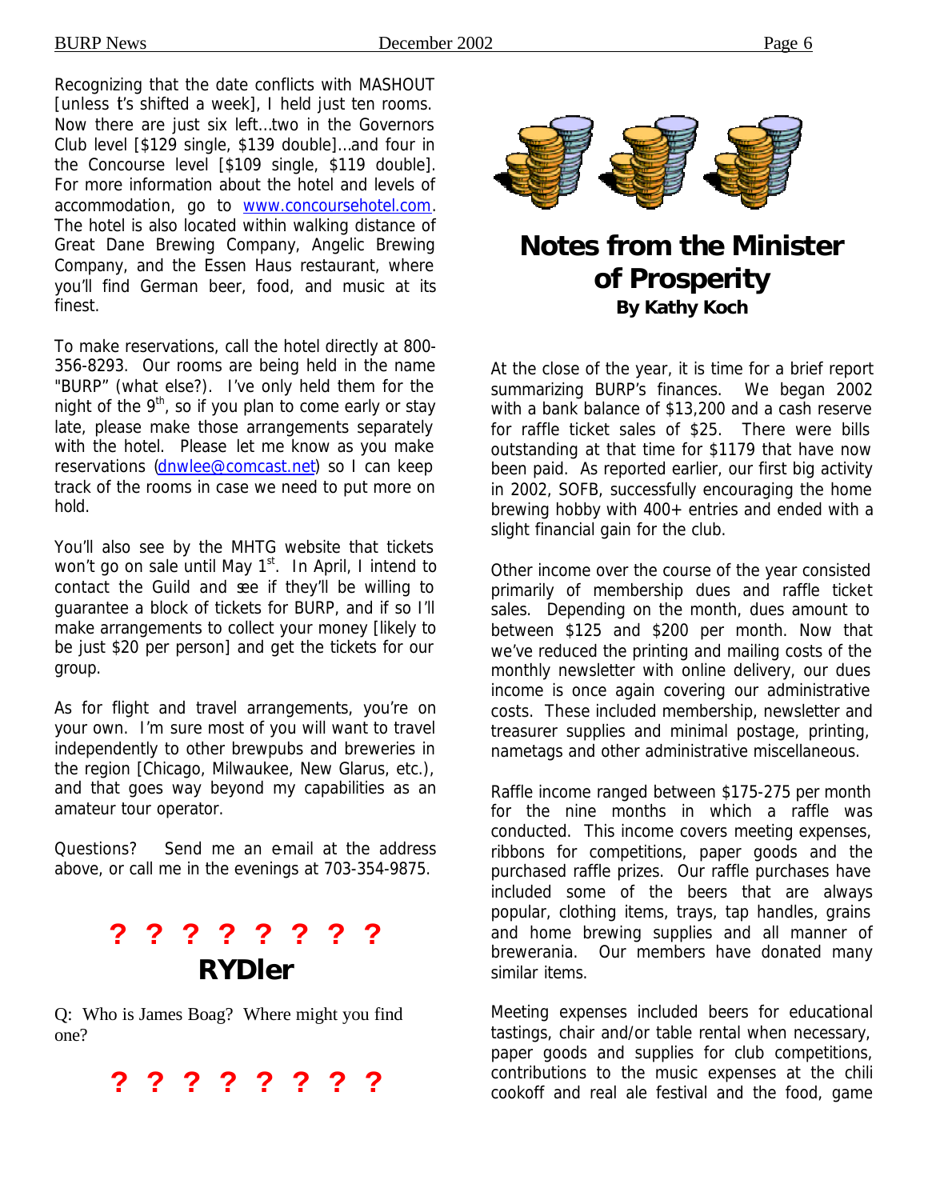Recognizing that the date conflicts with MASHOUT [unless it's shifted a week], I held just ten rooms. Now there are just six left...two in the Governors Club level [$129 single, $139 double]...and four in the Concourse level [$109 single, $119 double]. For more information about the hotel and levels of accommodation, go to www.concoursehotel.com. The hotel is also located within walking distance of Great Dane Brewing Company, Angelic Brewing Company, and the Essen Haus restaurant, where you'll find German beer, food, and music at its finest.

To make reservations, call the hotel directly at 800-356-8293. Our rooms are being held in the name "BURP" (what else?). I've only held them for the night of the 9th, so if you plan to come early or stay late, please make those arrangements separately with the hotel. Please let me know as you make reservations (dnwlee@comcast.net) so I can keep track of the rooms in case we need to put more on hold.

You'll also see by the MHTG website that tickets won't go on sale until May 1st. In April, I intend to contact the Guild and see if they'll be willing to guarantee a block of tickets for BURP, and if so I'll make arrangements to collect your money [likely to be just $20 per person] and get the tickets for our group.

As for flight and travel arrangements, you're on your own. I'm sure most of you will want to travel independently to other brewpubs and breweries in the region [Chicago, Milwaukee, New Glarus, etc.), and that goes way beyond my capabilities as an amateur tour operator.

Questions? Send me an e-mail at the address above, or call me in the evenings at 703-354-9875.

**? ? ? ? ? ? ? ?**

## RYDler

Q: Who is James Boag? Where might you find one?

**? ? ? ? ? ? ? ?**

## Notes from the Minister of Prosperity

**By Kathy Koch**

At the close of the year, it is time for a brief report summarizing BURP's finances. We began 2002 with a bank balance of $13,200 and a cash reserve for raffle ticket sales of $25. There were bills outstanding at that time for $1179 that have now been paid. As reported earlier, our first big activity in 2002, SOFB, successfully encouraging the home brewing hobby with 400+ entries and ended with a slight financial gain for the club.

Other income over the course of the year consisted primarily of membership dues and raffle ticket sales. Depending on the month, dues amount to between $125 and $200 per month. Now that we've reduced the printing and mailing costs of the monthly newsletter with online delivery, our dues income is once again covering our administrative costs. These included membership, newsletter and treasurer supplies and minimal postage, printing, nametags and other administrative miscellaneous.

Raffle income ranged between $175-275 per month for the nine months in which a raffle was conducted. This income covers meeting expenses, ribbons for competitions, paper goods and the purchased raffle prizes. Our raffle purchases have included some of the beers that are always popular, clothing items, trays, tap handles, grains and home brewing supplies and all manner of brewerania. Our members have donated many similar items.

Meeting expenses included beers for educational tastings, chair and/or table rental when necessary, paper goods and supplies for club competitions, contributions to the music expenses at the chili cookoff and real ale festival and the food, game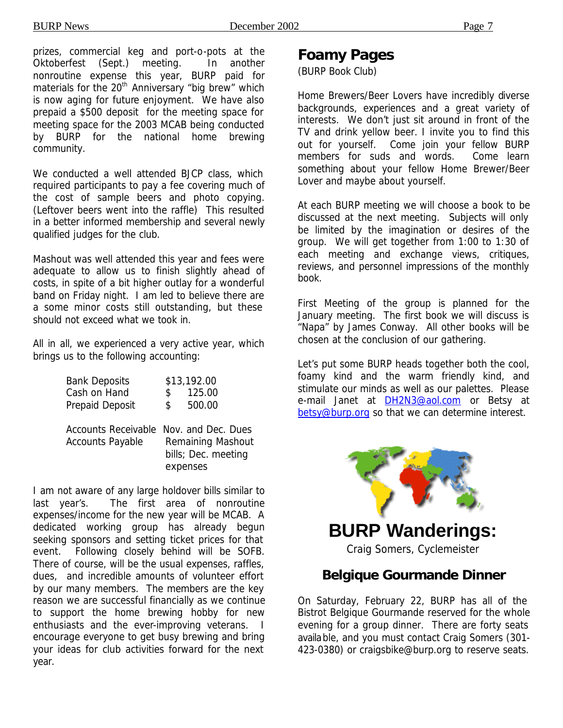prizes, commercial keg and port-o-pots at the Oktoberfest (Sept.) meeting. In another nonroutine expense this year, BURP paid for materials for the 20th Anniversary "big brew" which is now aging for future enjoyment. We have also prepaid a $500 deposit for the meeting space for meeting space for the 2003 MCAB being conducted by BURP for the national home brewing community.

We conducted a well attended BJCP class, which required participants to pay a fee covering much of the cost of sample beers and photo copying. (Leftover beers went into the raffle) This resulted in a better informed membership and several newly qualified judges for the club.

Mashout was well attended this year and fees were adequate to allow us to finish slightly ahead of costs, in spite of a bit higher outlay for a wonderful band on Friday night. I am led to believe there are a some minor costs still outstanding, but these should not exceed what we took in.

All in all, we experienced a very active year, which brings us to the following accounting:

| | |
|---|---|
| Bank Deposits | $13,192.00 |
| Cash on Hand | $ 125.00 |
| Prepaid Deposit | $ 500.00 |
| Accounts Receivable | Nov. and Dec. Dues |
| Accounts Payable | Remaining Mashout bills; Dec. meeting expenses |

I am not aware of any large holdover bills similar to last year's. The first area of nonroutine expenses/income for the new year will be MCAB. A dedicated working group has already begun seeking sponsors and setting ticket prices for that event. Following closely behind will be SOFB. There of course, will be the usual expenses, raffles, dues, and incredible amounts of volunteer effort by our many members. The members are the key reason we are successful financially as we continue to support the home brewing hobby for new enthusiasts and the ever-improving veterans. I encourage everyone to get busy brewing and bring your ideas for club activities forward for the next year.

## Foamy Pages

(BURP Book Club)

Home Brewers/Beer Lovers have incredibly diverse backgrounds, experiences and a great variety of interests. We don't just sit around in front of the TV and drink yellow beer. I invite you to find this out for yourself. Come join your fellow BURP members for suds and words. Come learn something about your fellow Home Brewer/Beer Lover and maybe about yourself.

At each BURP meeting we will choose a book to be discussed at the next meeting. Subjects will only be limited by the imagination or desires of the group. We will get together from 1:00 to 1:30 of each meeting and exchange views, critiques, reviews, and personnel impressions of the monthly book.

First Meeting of the group is planned for the January meeting. The first book we will discuss is "Napa" by James Conway. All other books will be chosen at the conclusion of our gathering.

Let's put some BURP heads together both the cool, foamy kind and the warm friendly kind, and stimulate our minds as well as our palettes. Please e-mail Janet at DH2N3@aol.com or Betsy at betsy@burp.org so that we can determine interest.

## BURP Wanderings:

Craig Somers, Cyclemeister

### Belgique Gourmande Dinner

On Saturday, February 22, BURP has all of the Bistrot Belgique Gourmande reserved for the whole evening for a group dinner. There are forty seats available, and you must contact Craig Somers (301-423-0380) or craigsbike@burp.org to reserve seats.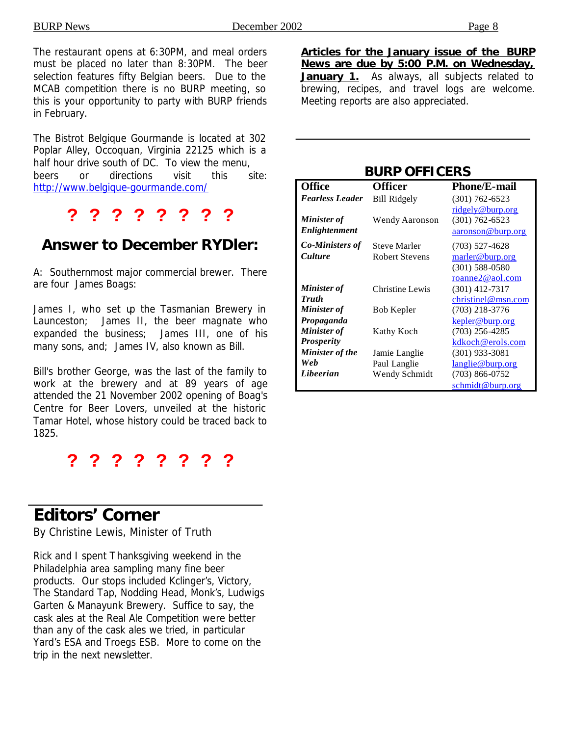The restaurant opens at 6:30PM, and meal orders must be placed no later than 8:30PM. The beer selection features fifty Belgian beers. Due to the MCAB competition there is no BURP meeting, so this is your opportunity to party with BURP friends in February.

The Bistrot Belgique Gourmande is located at 302 Poplar Alley, Occoquan, Virginia 22125 which is a half hour drive south of DC. To view the menu, beers or directions visit this site: http://www.belgique-gourmande.com/

**? ? ? ? ? ? ? ?**

## Answer to December RYDler:

A: Southernmost major commercial brewer. There are four James Boags:

James I, who set up the Tasmanian Brewery in Launceston; James II, the beer magnate who expanded the business; James III, one of his many sons, and; James IV, also known as Bill.

Bill's brother George, was the last of the family to work at the brewery and at 89 years of age attended the 21 November 2002 opening of Boag's Centre for Beer Lovers, unveiled at the historic Tamar Hotel, whose history could be traced back to 1825.

**? ? ? ? ? ? ? ?**

## Editors' Corner

By Christine Lewis, Minister of Truth

Rick and I spent Thanksgiving weekend in the Philadelphia area sampling many fine beer products. Our stops included Kclinger's, Victory, The Standard Tap, Nodding Head, Monk's, Ludwigs Garten & Manayunk Brewery. Suffice to say, the cask ales at the Real Ale Competition were better than any of the cask ales we tried, in particular Yard's ESA and Troegs ESB. More to come on the trip in the next newsletter.

**Articles for the January issue of the BURP News are due by 5:00 P.M. on Wednesday, January 1.** As always, all subjects related to brewing, recipes, and travel logs are welcome. Meeting reports are also appreciated.

## BURP OFFICERS

| Office | Officer | Phone/E-mail |
|---|---|---|
| *Fearless Leader* | Bill Ridgely | (301) 762-6523 ridgely@burp.org |
| *Minister of Enlightenment* | Wendy Aaronson | (301) 762-6523 aaronson@burp.org |
| *Co-Ministers of Culture* | Steve Marler<br>Robert Stevens | (703) 527-4628 marler@burp.org<br>(301) 588-0580 roanne2@aol.com |
| *Minister of Truth* | Christine Lewis | (301) 412-7317 christinel@msn.com |
| *Minister of Propaganda* | Bob Kepler | (703) 218-3776 kepler@burp.org |
| *Minister of Prosperity* | Kathy Koch | (703) 256-4285 kdkoch@erols.com |
| *Minister of the Web* | Jamie Langlie<br>Paul Langlie | (301) 933-3081 langlie@burp.org |
| *Libeerian* | Wendy Schmidt | (703) 866-0752 schmidt@burp.org |